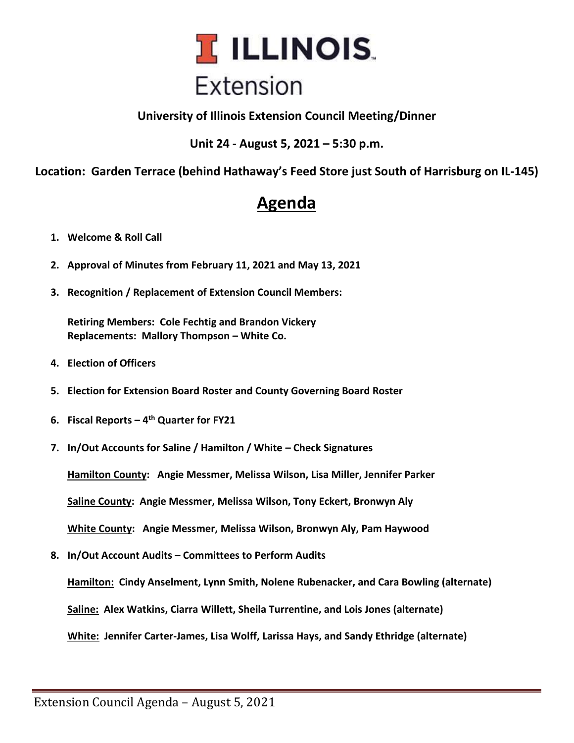ILLINOIS Extension

**University of Illinois Extension Council Meeting/Dinner**

**Unit 24 - August 5, 2021 – 5:30 p.m.**

**Location: Garden Terrace (behind Hathaway's Feed Store just South of Harrisburg on IL-145)**

# Agenda

1. **Welcome & Roll Call**
2. **Approval of Minutes from February 11, 2021 and May 13, 2021**
3. **Recognition / Replacement of Extension Council Members:**

   **Retiring Members: Cole Fechtig and Brandon Vickery**
   **Replacements: Mallory Thompson – White Co.**

4. **Election of Officers**
5. **Election for Extension Board Roster and County Governing Board Roster**
6. **Fiscal Reports – 4th Quarter for FY21**
7. **In/Out Accounts for Saline / Hamilton / White – Check Signatures**

   **Hamilton County: Angie Messmer, Melissa Wilson, Lisa Miller, Jennifer Parker**

   **Saline County: Angie Messmer, Melissa Wilson, Tony Eckert, Bronwyn Aly**

   **White County: Angie Messmer, Melissa Wilson, Bronwyn Aly, Pam Haywood**

8. **In/Out Account Audits – Committees to Perform Audits**

   **Hamilton: Cindy Anselment, Lynn Smith, Nolene Rubenacker, and Cara Bowling (alternate)**

   **Saline: Alex Watkins, Ciarra Willett, Sheila Turrentine, and Lois Jones (alternate)**

   **White: Jennifer Carter-James, Lisa Wolff, Larissa Hays, and Sandy Ethridge (alternate)**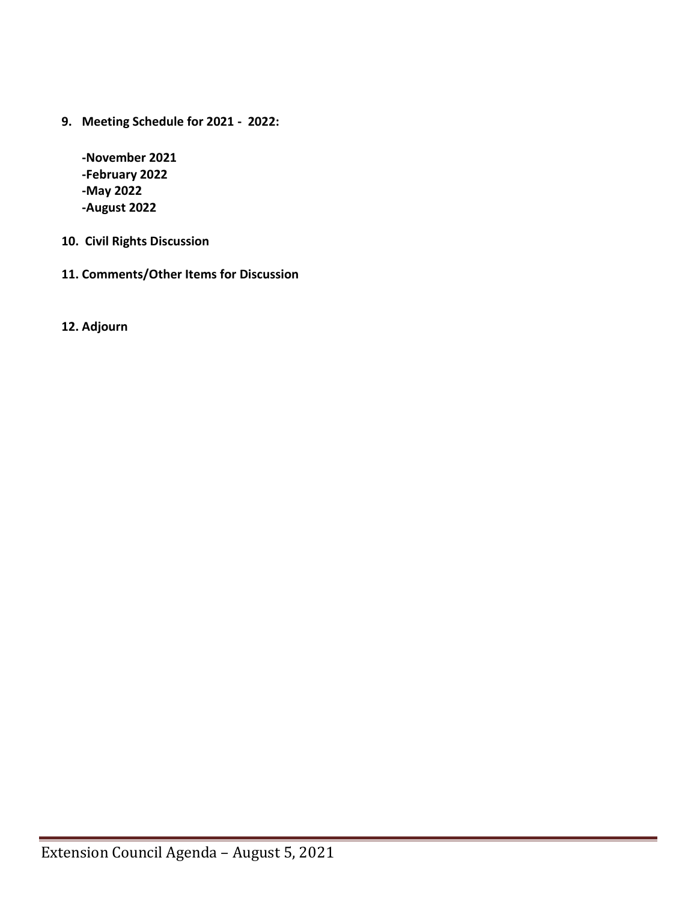**9. Meeting Schedule for 2021 - 2022:**

**-November 2021**
**-February 2022**
**-May 2022**
**-August 2022**

**10. Civil Rights Discussion**

**11. Comments/Other Items for Discussion**

**12. Adjourn**